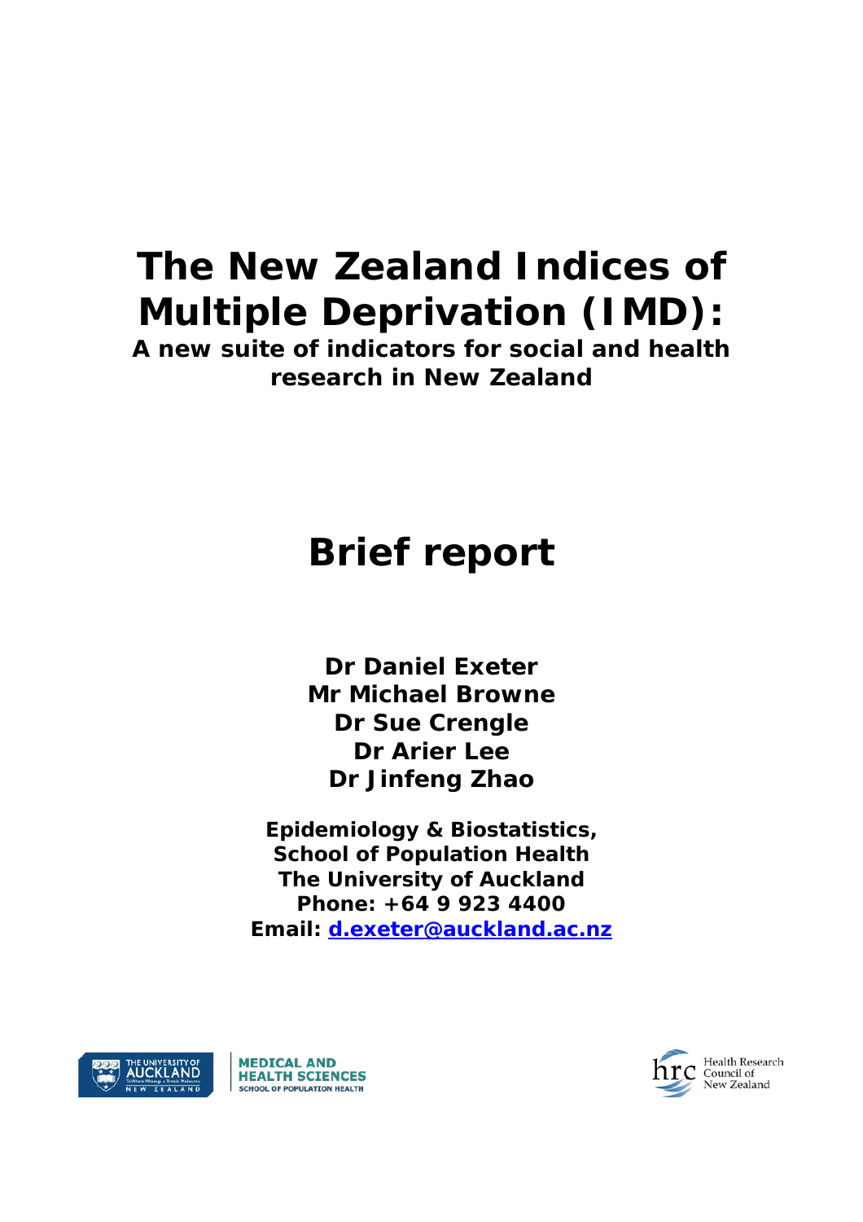# The New Zealand Indices of Multiple Deprivation (IMD):

**A new suite of indicators for social and health research in New Zealand**

# Brief report

**Dr Daniel Exeter**
**Mr Michael Browne**
**Dr Sue Crengle**
**Dr Arier Lee**
**Dr Jinfeng Zhao**

**Epidemiology & Biostatistics,**
**School of Population Health**
**The University of Auckland**
**Phone: +64 9 923 4400**
**Email: d.exeter@auckland.ac.nz**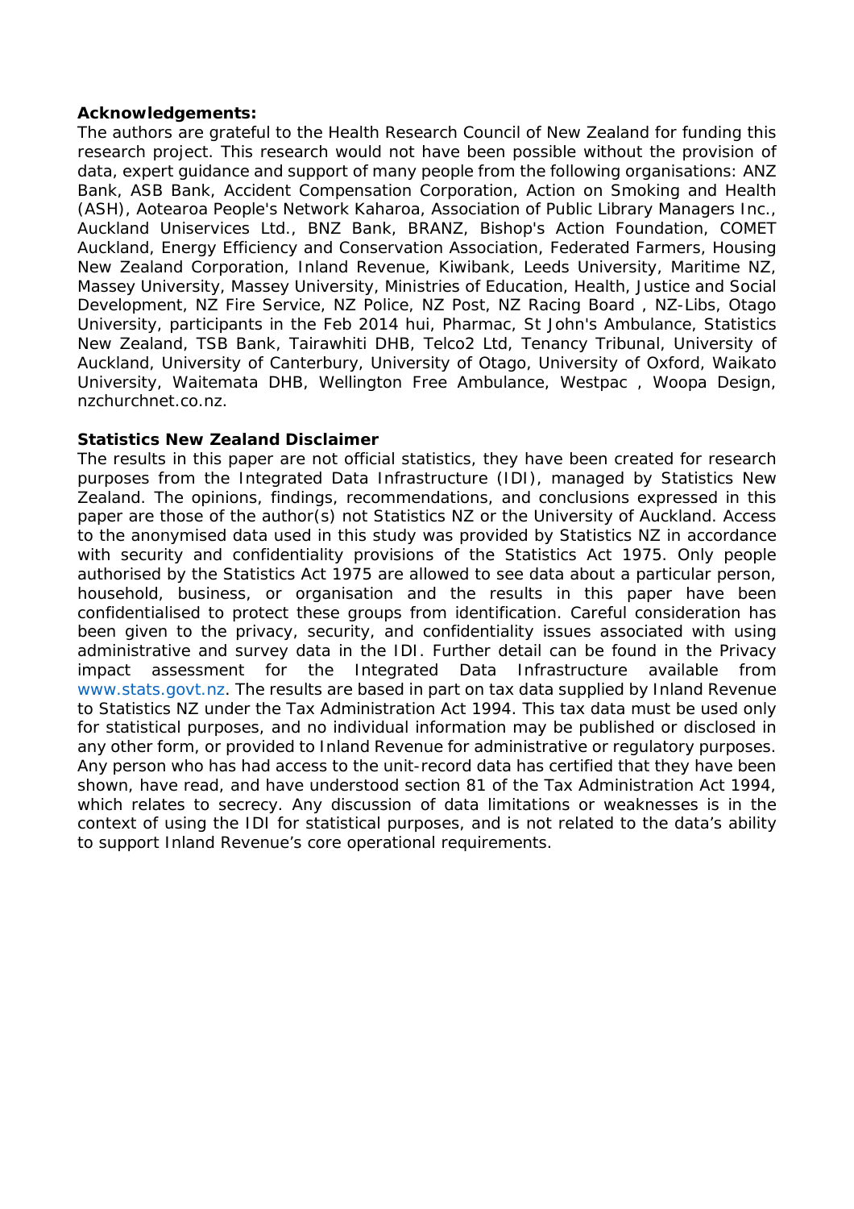**Acknowledgements:**

The authors are grateful to the Health Research Council of New Zealand for funding this research project. This research would not have been possible without the provision of data, expert guidance and support of many people from the following organisations: ANZ Bank, ASB Bank, Accident Compensation Corporation, Action on Smoking and Health (ASH), Aotearoa People's Network Kaharoa, Association of Public Library Managers Inc., Auckland Uniservices Ltd., BNZ Bank, BRANZ, Bishop's Action Foundation, COMET Auckland, Energy Efficiency and Conservation Association, Federated Farmers, Housing New Zealand Corporation, Inland Revenue, Kiwibank, Leeds University, Maritime NZ, Massey University, Massey University, Ministries of Education, Health, Justice and Social Development, NZ Fire Service, NZ Police, NZ Post, NZ Racing Board , NZ-Libs, Otago University, participants in the Feb 2014 hui, Pharmac, St John's Ambulance, Statistics New Zealand, TSB Bank, Tairawhiti DHB, Telco2 Ltd, Tenancy Tribunal, University of Auckland, University of Canterbury, University of Otago, University of Oxford, Waikato University, Waitemata DHB, Wellington Free Ambulance, Westpac , Woopa Design, nzchurchnet.co.nz.

**Statistics New Zealand Disclaimer**

The results in this paper are not official statistics, they have been created for research purposes from the Integrated Data Infrastructure (IDI), managed by Statistics New Zealand. The opinions, findings, recommendations, and conclusions expressed in this paper are those of the author(s) not Statistics NZ or the University of Auckland. Access to the anonymised data used in this study was provided by Statistics NZ in accordance with security and confidentiality provisions of the Statistics Act 1975. Only people authorised by the Statistics Act 1975 are allowed to see data about a particular person, household, business, or organisation and the results in this paper have been confidentialised to protect these groups from identification. Careful consideration has been given to the privacy, security, and confidentiality issues associated with using administrative and survey data in the IDI. Further detail can be found in the Privacy impact assessment for the Integrated Data Infrastructure available from www.stats.govt.nz. The results are based in part on tax data supplied by Inland Revenue to Statistics NZ under the Tax Administration Act 1994. This tax data must be used only for statistical purposes, and no individual information may be published or disclosed in any other form, or provided to Inland Revenue for administrative or regulatory purposes. Any person who has had access to the unit-record data has certified that they have been shown, have read, and have understood section 81 of the Tax Administration Act 1994, which relates to secrecy. Any discussion of data limitations or weaknesses is in the context of using the IDI for statistical purposes, and is not related to the data's ability to support Inland Revenue's core operational requirements.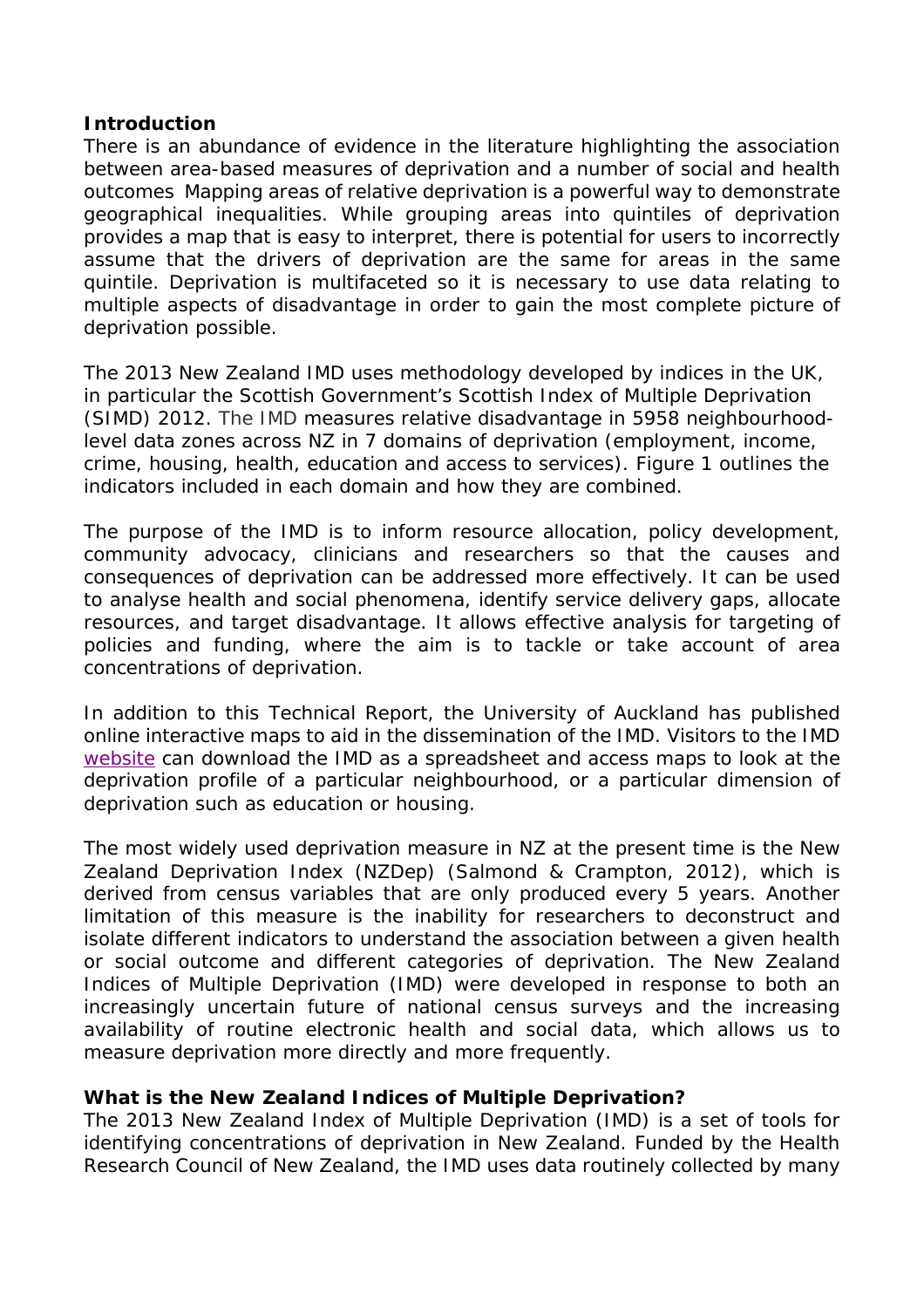## Introduction

There is an abundance of evidence in the literature highlighting the association between area-based measures of deprivation and a number of social and health outcomes Mapping areas of relative deprivation is a powerful way to demonstrate geographical inequalities. While grouping areas into quintiles of deprivation provides a map that is easy to interpret, there is potential for users to incorrectly assume that the drivers of deprivation are the same for areas in the same quintile. Deprivation is multifaceted so it is necessary to use data relating to multiple aspects of disadvantage in order to gain the most complete picture of deprivation possible.

The 2013 New Zealand IMD uses methodology developed by indices in the UK, in particular the Scottish Government's Scottish Index of Multiple Deprivation (SIMD) 2012. The IMD measures relative disadvantage in 5958 neighbourhood-level data zones across NZ in 7 domains of deprivation (employment, income, crime, housing, health, education and access to services). Figure 1 outlines the indicators included in each domain and how they are combined.

The purpose of the IMD is to inform resource allocation, policy development, community advocacy, clinicians and researchers so that the causes and consequences of deprivation can be addressed more effectively. It can be used to analyse health and social phenomena, identify service delivery gaps, allocate resources, and target disadvantage. It allows effective analysis for targeting of policies and funding, where the aim is to tackle or take account of area concentrations of deprivation.

In addition to this Technical Report, the University of Auckland has published online interactive maps to aid in the dissemination of the IMD. Visitors to the IMD website can download the IMD as a spreadsheet and access maps to look at the deprivation profile of a particular neighbourhood, or a particular dimension of deprivation such as education or housing.

The most widely used deprivation measure in NZ at the present time is the New Zealand Deprivation Index (NZDep) (Salmond & Crampton, 2012), which is derived from census variables that are only produced every 5 years. Another limitation of this measure is the inability for researchers to deconstruct and isolate different indicators to understand the association between a given health or social outcome and different categories of deprivation. The New Zealand Indices of Multiple Deprivation (IMD) were developed in response to both an increasingly uncertain future of national census surveys and the increasing availability of routine electronic health and social data, which allows us to measure deprivation more directly and more frequently.

## What is the New Zealand Indices of Multiple Deprivation?

The 2013 New Zealand Index of Multiple Deprivation (IMD) is a set of tools for identifying concentrations of deprivation in New Zealand. Funded by the Health Research Council of New Zealand, the IMD uses data routinely collected by many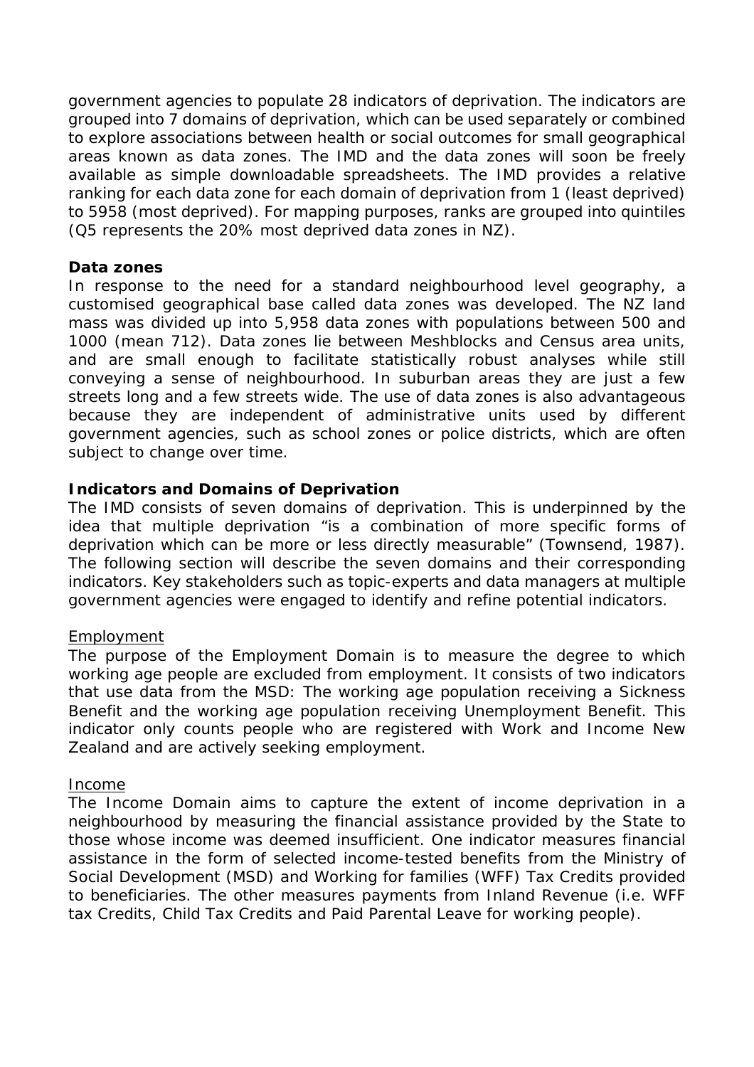government agencies to populate 28 indicators of deprivation. The indicators are grouped into 7 domains of deprivation, which can be used separately or combined to explore associations between health or social outcomes for small geographical areas known as data zones. The IMD and the data zones will soon be freely available as simple downloadable spreadsheets. The IMD provides a relative ranking for each data zone for each domain of deprivation from 1 (least deprived) to 5958 (most deprived). For mapping purposes, ranks are grouped into quintiles (Q5 represents the 20% most deprived data zones in NZ).

**Data zones**

In response to the need for a standard neighbourhood level geography, a customised geographical base called data zones was developed. The NZ land mass was divided up into 5,958 data zones with populations between 500 and 1000 (mean 712). Data zones lie between Meshblocks and Census area units, and are small enough to facilitate statistically robust analyses while still conveying a sense of neighbourhood. In suburban areas they are just a few streets long and a few streets wide. The use of data zones is also advantageous because they are independent of administrative units used by different government agencies, such as school zones or police districts, which are often subject to change over time.

**Indicators and Domains of Deprivation**

The IMD consists of seven domains of deprivation. This is underpinned by the idea that multiple deprivation "is a combination of more specific forms of deprivation which can be more or less directly measurable" (Townsend, 1987). The following section will describe the seven domains and their corresponding indicators. Key stakeholders such as topic-experts and data managers at multiple government agencies were engaged to identify and refine potential indicators.

<u>Employment</u>

The purpose of the Employment Domain is to measure the degree to which working age people are excluded from employment. It consists of two indicators that use data from the MSD: The working age population receiving a Sickness Benefit and the working age population receiving Unemployment Benefit. This indicator only counts people who are registered with Work and Income New Zealand and are actively seeking employment.

<u>Income</u>

The Income Domain aims to capture the extent of income deprivation in a neighbourhood by measuring the financial assistance provided by the State to those whose income was deemed insufficient. One indicator measures financial assistance in the form of selected income-tested benefits from the Ministry of Social Development (MSD) and Working for families (WFF) Tax Credits provided to beneficiaries. The other measures payments from Inland Revenue (i.e. WFF tax Credits, Child Tax Credits and Paid Parental Leave for working people).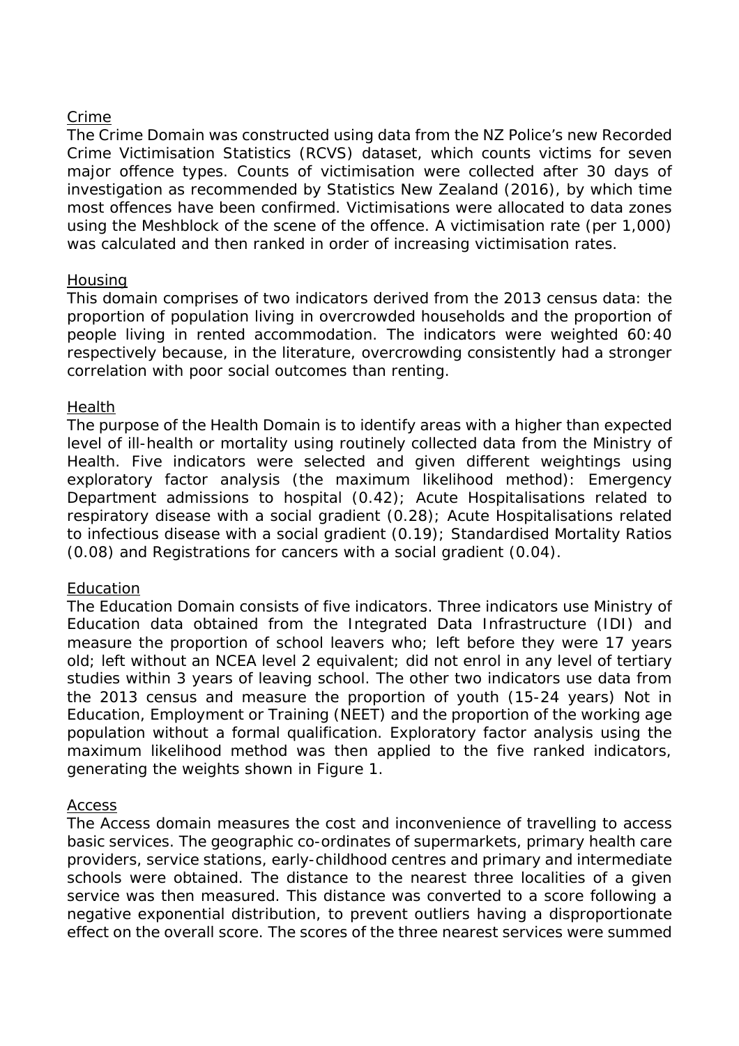Crime

The Crime Domain was constructed using data from the NZ Police's new Recorded Crime Victimisation Statistics (RCVS) dataset, which counts victims for seven major offence types. Counts of victimisation were collected after 30 days of investigation as recommended by Statistics New Zealand (2016), by which time most offences have been confirmed. Victimisations were allocated to data zones using the Meshblock of the scene of the offence. A victimisation rate (per 1,000) was calculated and then ranked in order of increasing victimisation rates.

Housing

This domain comprises of two indicators derived from the 2013 census data: the proportion of population living in overcrowded households and the proportion of people living in rented accommodation. The indicators were weighted 60:40 respectively because, in the literature, overcrowding consistently had a stronger correlation with poor social outcomes than renting.

Health

The purpose of the Health Domain is to identify areas with a higher than expected level of ill-health or mortality using routinely collected data from the Ministry of Health. Five indicators were selected and given different weightings using exploratory factor analysis (the maximum likelihood method): Emergency Department admissions to hospital (0.42); Acute Hospitalisations related to respiratory disease with a social gradient (0.28); Acute Hospitalisations related to infectious disease with a social gradient (0.19); Standardised Mortality Ratios (0.08) and Registrations for cancers with a social gradient (0.04).

Education

The Education Domain consists of five indicators. Three indicators use Ministry of Education data obtained from the Integrated Data Infrastructure (IDI) and measure the proportion of school leavers who; left before they were 17 years old; left without an NCEA level 2 equivalent; did not enrol in any level of tertiary studies within 3 years of leaving school. The other two indicators use data from the 2013 census and measure the proportion of youth (15-24 years) Not in Education, Employment or Training (NEET) and the proportion of the working age population without a formal qualification. Exploratory factor analysis using the maximum likelihood method was then applied to the five ranked indicators, generating the weights shown in Figure 1.

Access

The Access domain measures the cost and inconvenience of travelling to access basic services. The geographic co-ordinates of supermarkets, primary health care providers, service stations, early-childhood centres and primary and intermediate schools were obtained. The distance to the nearest three localities of a given service was then measured. This distance was converted to a score following a negative exponential distribution, to prevent outliers having a disproportionate effect on the overall score. The scores of the three nearest services were summed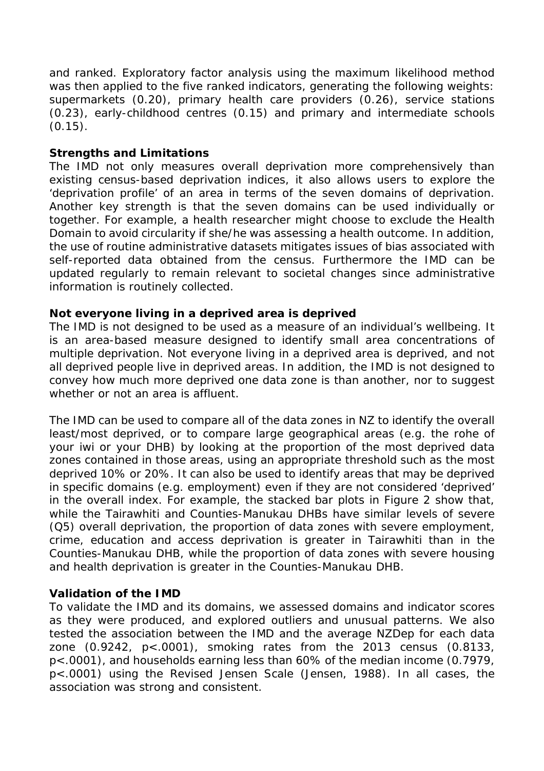and ranked. Exploratory factor analysis using the maximum likelihood method was then applied to the five ranked indicators, generating the following weights: supermarkets (0.20), primary health care providers (0.26), service stations (0.23), early-childhood centres (0.15) and primary and intermediate schools (0.15).

**Strengths and Limitations**

The IMD not only measures overall deprivation more comprehensively than existing census-based deprivation indices, it also allows users to explore the 'deprivation profile' of an area in terms of the seven domains of deprivation. Another key strength is that the seven domains can be used individually or together. For example, a health researcher might choose to exclude the Health Domain to avoid circularity if she/he was assessing a health outcome. In addition, the use of routine administrative datasets mitigates issues of bias associated with self-reported data obtained from the census. Furthermore the IMD can be updated regularly to remain relevant to societal changes since administrative information is routinely collected.

**Not everyone living in a deprived area is deprived**

The IMD is not designed to be used as a measure of an individual's wellbeing. It is an area-based measure designed to identify small area concentrations of multiple deprivation. Not everyone living in a deprived area is deprived, and not all deprived people live in deprived areas. In addition, the IMD is not designed to convey how much more deprived one data zone is than another, nor to suggest whether or not an area is affluent.

The IMD can be used to compare all of the data zones in NZ to identify the overall least/most deprived, or to compare large geographical areas (e.g. the rohe of your iwi or your DHB) by looking at the proportion of the most deprived data zones contained in those areas, using an appropriate threshold such as the most deprived 10% or 20%. It can also be used to identify areas that may be deprived in specific domains (e.g. employment) even if they are not considered 'deprived' in the overall index. For example, the stacked bar plots in Figure 2 show that, while the Tairawhiti and Counties-Manukau DHBs have similar levels of severe (Q5) overall deprivation, the proportion of data zones with severe employment, crime, education and access deprivation is greater in Tairawhiti than in the Counties-Manukau DHB, while the proportion of data zones with severe housing and health deprivation is greater in the Counties-Manukau DHB.

**Validation of the IMD**

To validate the IMD and its domains, we assessed domains and indicator scores as they were produced, and explored outliers and unusual patterns. We also tested the association between the IMD and the average NZDep for each data zone (0.9242, $p<.0001$), smoking rates from the 2013 census (0.8133, $p<.0001$), and households earning less than 60% of the median income (0.7979, $p<.0001$) using the Revised Jensen Scale (Jensen, 1988). In all cases, the association was strong and consistent.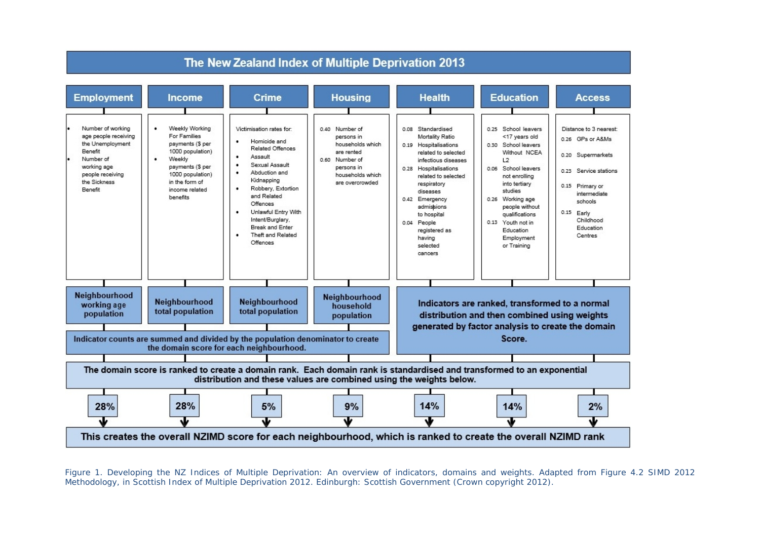# The New Zealand Index of Multiple Deprivation 2013

## Employment

- Number of working age people receiving the Unemployment Benefit
- Number of working age people receiving the Sickness Benefit

Neighbourhood working age population

## Income

- Weekly Working For Families payments ($ per 1000 population)
- Weekly payments ($ per 1000 population) in the form of income related benefits

Neighbourhood total population

## Crime

Victimisation rates for:

- Homicide and Related Offences
- Assault
- Sexual Assault
- Abduction and Kidnapping
- Robbery, Extortion and Related Offences
- Unlawful Entry With Intent/Burglary, Break and Enter
- Theft and Related Offences

Neighbourhood total population

## Housing

- 0.40 Number of persons in households which are rented
- 0.60 Number of persons in households which are overcrowded

Neighbourhood household population

**Indicator counts are summed and divided by the population denominator to create the domain score for each neighbourhood.**

## Health

- 0.08 Standardised Mortality Ratio
- 0.19 Hospitalisations related to selected infectious diseases
- 0.28 Hospitalisations related to selected respiratory diseases
- 0.42 Emergency admissions to hospital
- 0.04 People registered as having selected cancers

## Education

- 0.25 School leavers <17 years old
- 0.30 School leavers Without NCEA L2
- 0.06 School leavers not enrolling into tertiary studies
- 0.26 Working age people without qualifications
- 0.13 Youth not in Education Employment or Training

## Access

Distance to 3 nearest:

- 0.26 GPs or A&Ms
- 0.20 Supermarkets
- 0.23 Service stations
- 0.15 Primary or intermediate schools
- 0.15 Early Childhood Education Centres

**Indicators are ranked, transformed to a normal distribution and then combined using weights generated by factor analysis to create the domain Score.**

**The domain score is ranked to create a domain rank. Each domain rank is standardised and transformed to an exponential distribution and these values are combined using the weights below.**

| Employment | Income | Crime | Housing | Health | Education | Access |
|---|---|---|---|---|---|---|
| 28% | 28% | 5% | 9% | 14% | 14% | 2% |

**This creates the overall NZIMD score for each neighbourhood, which is ranked to create the overall NZIMD rank**

Figure 1. Developing the NZ Indices of Multiple Deprivation: An overview of indicators, domains and weights. Adapted from Figure 4.2 SIMD 2012 Methodology, in Scottish Index of Multiple Deprivation 2012. Edinburgh: Scottish Government (Crown copyright 2012).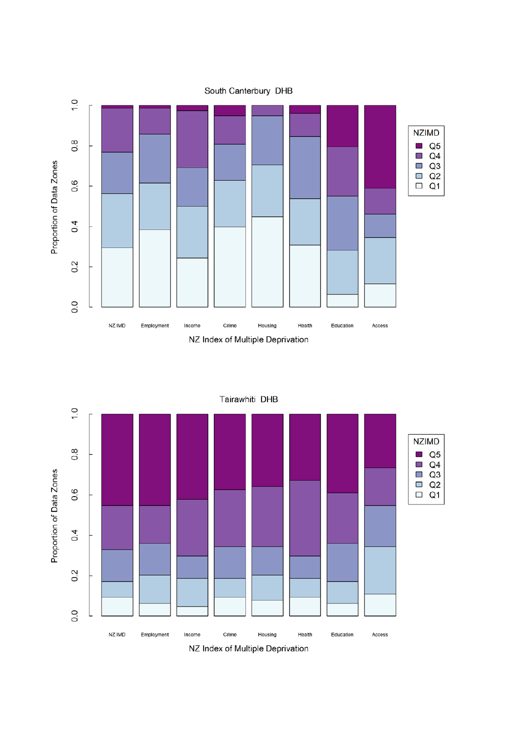South Canterbury DHB

Proportion of Data Zones

NZIMD
- Q5
- Q4
- Q3
- Q2
- Q1

NZ IMD, Employment, Income, Crime, Housing, Health, Education, Access

NZ Index of Multiple Deprivation

Tairawhiti DHB

Proportion of Data Zones

NZIMD
- Q5
- Q4
- Q3
- Q2
- Q1

NZ IMD, Employment, Income, Crime, Housing, Health, Education, Access

NZ Index of Multiple Deprivation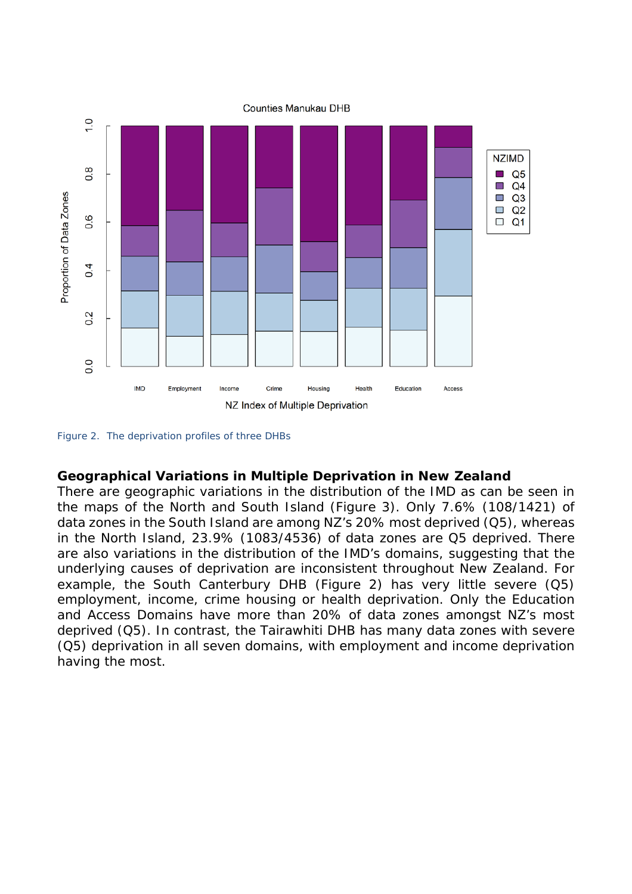Figure 2. The deprivation profiles of three DHBs

## Geographical Variations in Multiple Deprivation in New Zealand

There are geographic variations in the distribution of the IMD as can be seen in the maps of the North and South Island (Figure 3). Only 7.6% (108/1421) of data zones in the South Island are among NZ's 20% most deprived (Q5), whereas in the North Island, 23.9% (1083/4536) of data zones are Q5 deprived. There are also variations in the distribution of the IMD's domains, suggesting that the underlying causes of deprivation are inconsistent throughout New Zealand. For example, the South Canterbury DHB (Figure 2) has very little severe (Q5) employment, income, crime housing or health deprivation. Only the Education and Access Domains have more than 20% of data zones amongst NZ's most deprived (Q5). In contrast, the Tairawhiti DHB has many data zones with severe (Q5) deprivation in all seven domains, with employment and income deprivation having the most.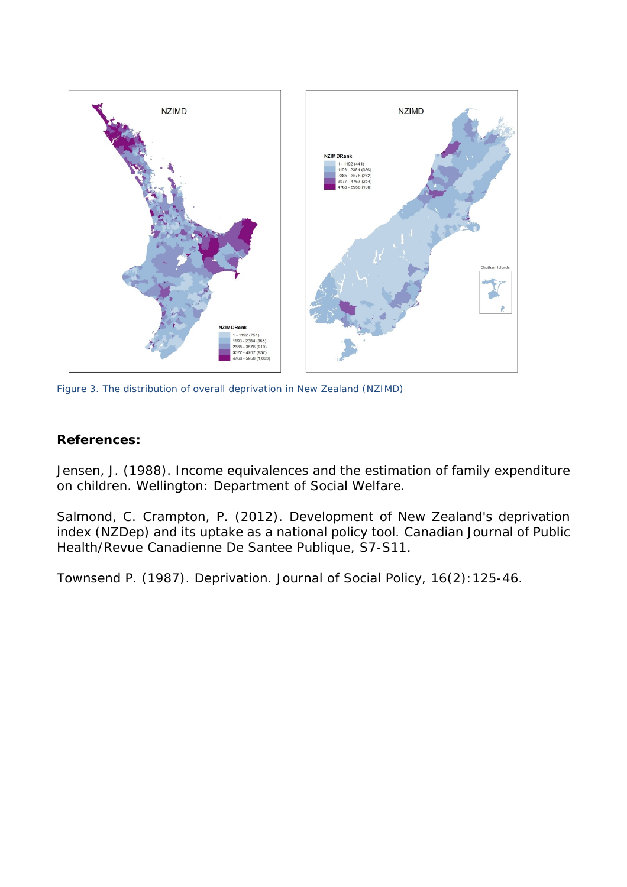NZIMD

NZIMDRank
1 - 1192 (751)
1193 - 2384 (855)
2385 - 3576 (910)
3577 - 4767 (937)
4768 - 5958 (1,083)

NZIMD

NZIMDRank
1 - 1192 (441)
1193 - 2384 (336)
2385 - 3576 (282)
3577 - 4767 (254)
4768 - 5958 (108)

Chatham Islands

Figure 3. The distribution of overall deprivation in New Zealand (NZIMD)

**References:**

Jensen, J. (1988). Income equivalences and the estimation of family expenditure on children. Wellington: Department of Social Welfare.

Salmond, C. Crampton, P. (2012). Development of New Zealand's deprivation index (NZDep) and its uptake as a national policy tool. Canadian Journal of Public Health/Revue Canadienne De Santee Publique, S7-S11.

Townsend P. (1987). Deprivation. Journal of Social Policy, 16(2):125-46.